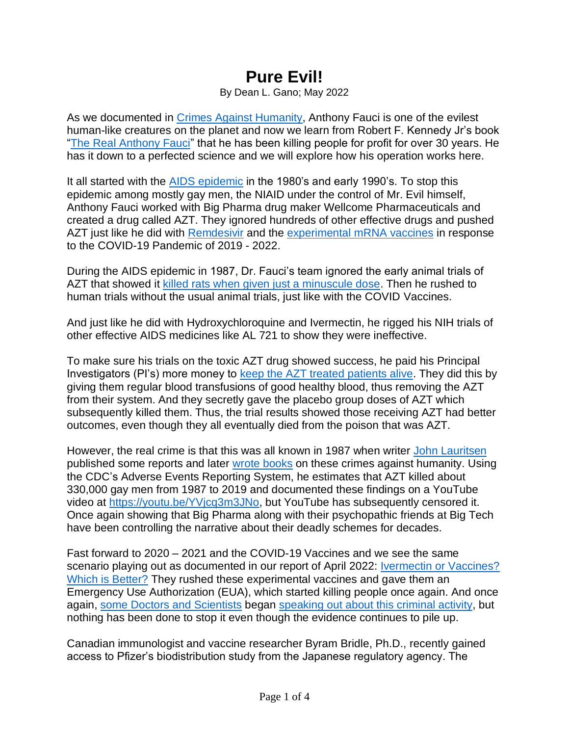# Pure Evil!

By Dean L. Gano; May 2022

As we documented in Crimes Against Humanity, Anthony Fauci is one of the evilest human-like creatures on the planet and now we learn from Robert F. Kennedy Jr's book "The Real Anthony Fauci" that he has been killing people for profit for over 30 years. He has it down to a perfected science and we will explore how his operation works here.

It all started with the AIDS epidemic in the 1980's and early 1990's. To stop this epidemic among mostly gay men, the NIAID under the control of Mr. Evil himself, Anthony Fauci worked with Big Pharma drug maker Wellcome Pharmaceuticals and created a drug called AZT. They ignored hundreds of other effective drugs and pushed AZT just like he did with Remdesivir and the experimental mRNA vaccines in response to the COVID-19 Pandemic of 2019 - 2022.

During the AIDS epidemic in 1987, Dr. Fauci's team ignored the early animal trials of AZT that showed it killed rats when given just a minuscule dose. Then he rushed to human trials without the usual animal trials, just like with the COVID Vaccines.

And just like he did with Hydroxychloroquine and Ivermectin, he rigged his NIH trials of other effective AIDS medicines like AL 721 to show they were ineffective.

To make sure his trials on the toxic AZT drug showed success, he paid his Principal Investigators (PI's) more money to keep the AZT treated patients alive. They did this by giving them regular blood transfusions of good healthy blood, thus removing the AZT from their system. And they secretly gave the placebo group doses of AZT which subsequently killed them. Thus, the trial results showed those receiving AZT had better outcomes, even though they all eventually died from the poison that was AZT.

However, the real crime is that this was all known in 1987 when writer John Lauritsen published some reports and later wrote books on these crimes against humanity. Using the CDC's Adverse Events Reporting System, he estimates that AZT killed about 330,000 gay men from 1987 to 2019 and documented these findings on a YouTube video at https://youtu.be/YVjcq3m3JNo, but YouTube has subsequently censored it. Once again showing that Big Pharma along with their psychopathic friends at Big Tech have been controlling the narrative about their deadly schemes for decades.

Fast forward to 2020 – 2021 and the COVID-19 Vaccines and we see the same scenario playing out as documented in our report of April 2022: Ivermectin or Vaccines? Which is Better? They rushed these experimental vaccines and gave them an Emergency Use Authorization (EUA), which started killing people once again. And once again, some Doctors and Scientists began speaking out about this criminal activity, but nothing has been done to stop it even though the evidence continues to pile up.

Canadian immunologist and vaccine researcher Byram Bridle, Ph.D., recently gained access to Pfizer's biodistribution study from the Japanese regulatory agency. The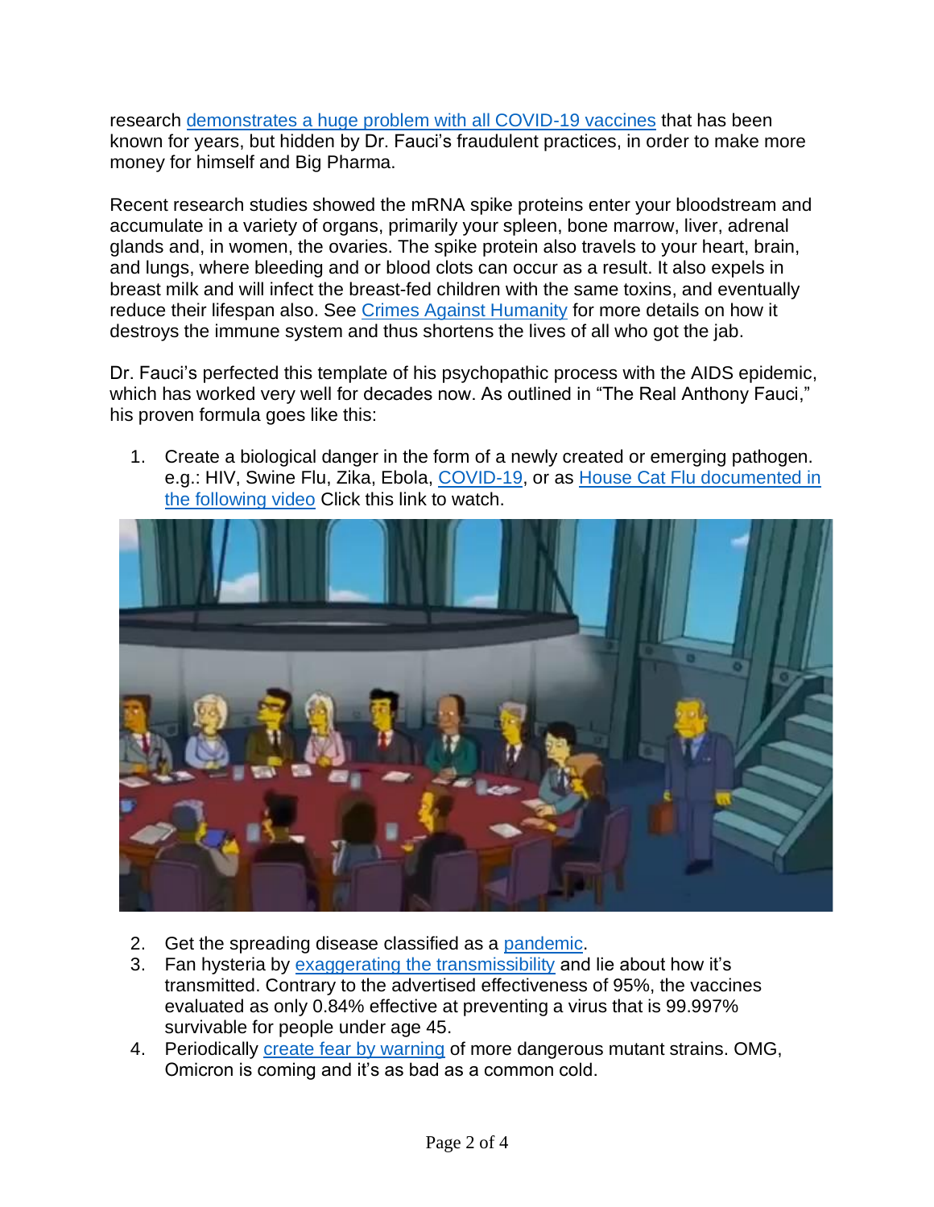research [demonstrates a huge problem with all COVID-19 vaccines]() that has been known for years, but hidden by Dr. Fauci's fraudulent practices, in order to make more money for himself and Big Pharma.

Recent research studies showed the mRNA spike proteins enter your bloodstream and accumulate in a variety of organs, primarily your spleen, bone marrow, liver, adrenal glands and, in women, the ovaries. The spike protein also travels to your heart, brain, and lungs, where bleeding and or blood clots can occur as a result. It also expels in breast milk and will infect the breast-fed children with the same toxins, and eventually reduce their lifespan also. See [Crimes Against Humanity]() for more details on how it destroys the immune system and thus shortens the lives of all who got the jab.

Dr. Fauci's perfected this template of his psychopathic process with the AIDS epidemic, which has worked very well for decades now. As outlined in "The Real Anthony Fauci," his proven formula goes like this:

1. Create a biological danger in the form of a newly created or emerging pathogen. e.g.: HIV, Swine Flu, Zika, Ebola, [COVID-19](), or as [House Cat Flu documented in the following video]() Click this link to watch.

2. Get the spreading disease classified as a [pandemic]().
3. Fan hysteria by [exaggerating the transmissibility]() and lie about how it's transmitted. Contrary to the advertised effectiveness of 95%, the vaccines evaluated as only 0.84% effective at preventing a virus that is 99.997% survivable for people under age 45.
4. Periodically [create fear by warning]() of more dangerous mutant strains. OMG, Omicron is coming and it's as bad as a common cold.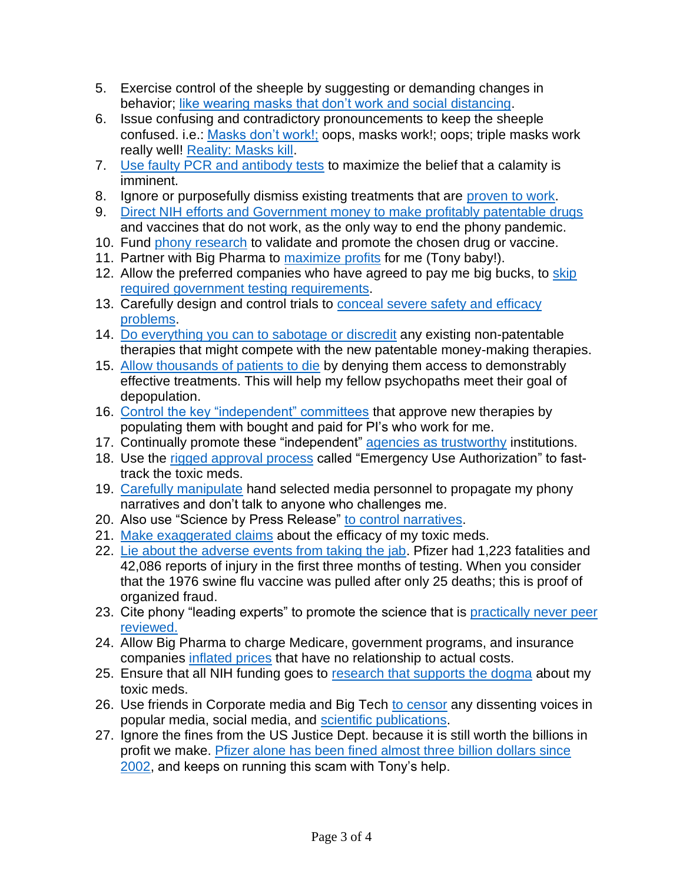5. Exercise control of the sheeple by suggesting or demanding changes in behavior; like wearing masks that don't work and social distancing.
6. Issue confusing and contradictory pronouncements to keep the sheeple confused. i.e.: Masks don't work!; oops, masks work!; oops; triple masks work really well! Reality: Masks kill.
7. Use faulty PCR and antibody tests to maximize the belief that a calamity is imminent.
8. Ignore or purposefully dismiss existing treatments that are proven to work.
9. Direct NIH efforts and Government money to make profitably patentable drugs and vaccines that do not work, as the only way to end the phony pandemic.
10. Fund phony research to validate and promote the chosen drug or vaccine.
11. Partner with Big Pharma to maximize profits for me (Tony baby!).
12. Allow the preferred companies who have agreed to pay me big bucks, to skip required government testing requirements.
13. Carefully design and control trials to conceal severe safety and efficacy problems.
14. Do everything you can to sabotage or discredit any existing non-patentable therapies that might compete with the new patentable money-making therapies.
15. Allow thousands of patients to die by denying them access to demonstrably effective treatments. This will help my fellow psychopaths meet their goal of depopulation.
16. Control the key "independent" committees that approve new therapies by populating them with bought and paid for PI's who work for me.
17. Continually promote these "independent" agencies as trustworthy institutions.
18. Use the rigged approval process called "Emergency Use Authorization" to fast-track the toxic meds.
19. Carefully manipulate hand selected media personnel to propagate my phony narratives and don't talk to anyone who challenges me.
20. Also use "Science by Press Release" to control narratives.
21. Make exaggerated claims about the efficacy of my toxic meds.
22. Lie about the adverse events from taking the jab. Pfizer had 1,223 fatalities and 42,086 reports of injury in the first three months of testing. When you consider that the 1976 swine flu vaccine was pulled after only 25 deaths; this is proof of organized fraud.
23. Cite phony "leading experts" to promote the science that is practically never peer reviewed.
24. Allow Big Pharma to charge Medicare, government programs, and insurance companies inflated prices that have no relationship to actual costs.
25. Ensure that all NIH funding goes to research that supports the dogma about my toxic meds.
26. Use friends in Corporate media and Big Tech to censor any dissenting voices in popular media, social media, and scientific publications.
27. Ignore the fines from the US Justice Dept. because it is still worth the billions in profit we make. Pfizer alone has been fined almost three billion dollars since 2002, and keeps on running this scam with Tony's help.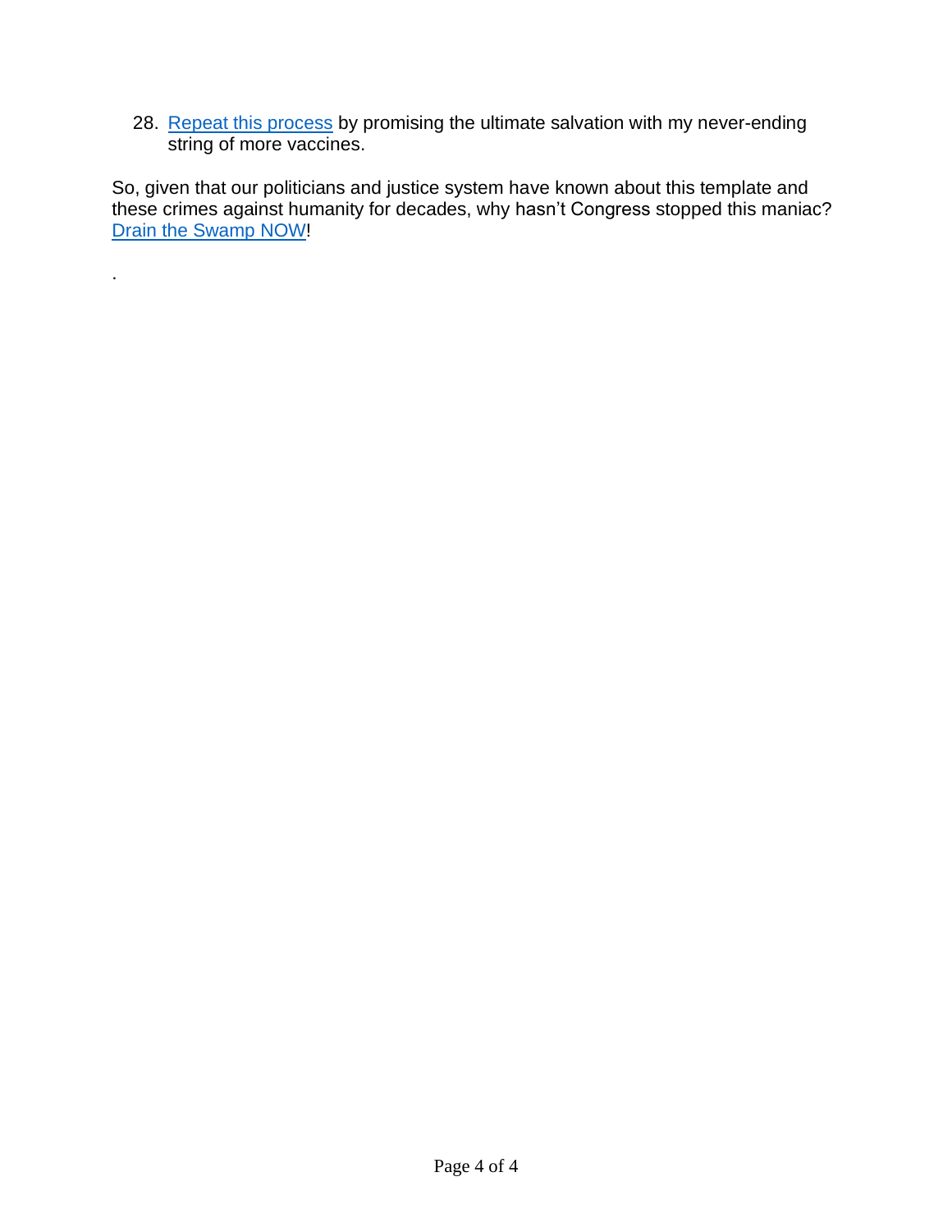28. Repeat this process by promising the ultimate salvation with my never-ending string of more vaccines.

So, given that our politicians and justice system have known about this template and these crimes against humanity for decades, why hasn't Congress stopped this maniac? Drain the Swamp NOW!

.